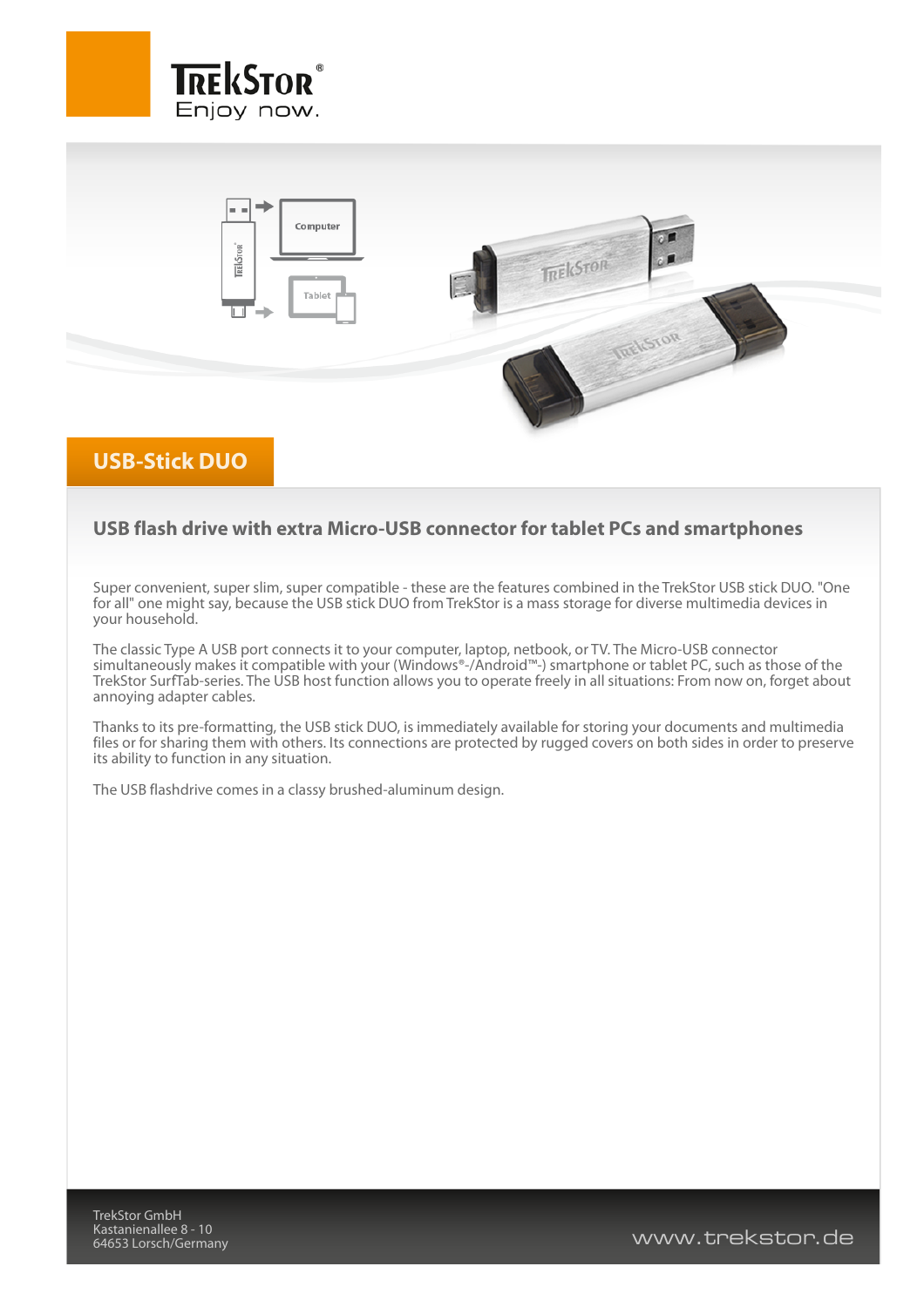TrekStor
Enjoy now.

# USB-Stick DUO

## USB flash drive with extra Micro-USB connector for tablet PCs and smartphones

Super convenient, super slim, super compatible - these are the features combined in the TrekStor USB stick DUO. "One for all" one might say, because the USB stick DUO from TrekStor is a mass storage for diverse multimedia devices in your household.

The classic Type A USB port connects it to your computer, laptop, netbook, or TV. The Micro-USB connector simultaneously makes it compatible with your (Windows®-/Android™-) smartphone or tablet PC, such as those of the TrekStor SurfTab-series. The USB host function allows you to operate freely in all situations: From now on, forget about annoying adapter cables.

Thanks to its pre-formatting, the USB stick DUO, is immediately available for storing your documents and multimedia files or for sharing them with others. Its connections are protected by rugged covers on both sides in order to preserve its ability to function in any situation.

The USB flashdrive comes in a classy brushed-aluminum design.

TrekStor GmbH
Kastanienallee 8 - 10
64653 Lorsch/Germany

www.trekstor.de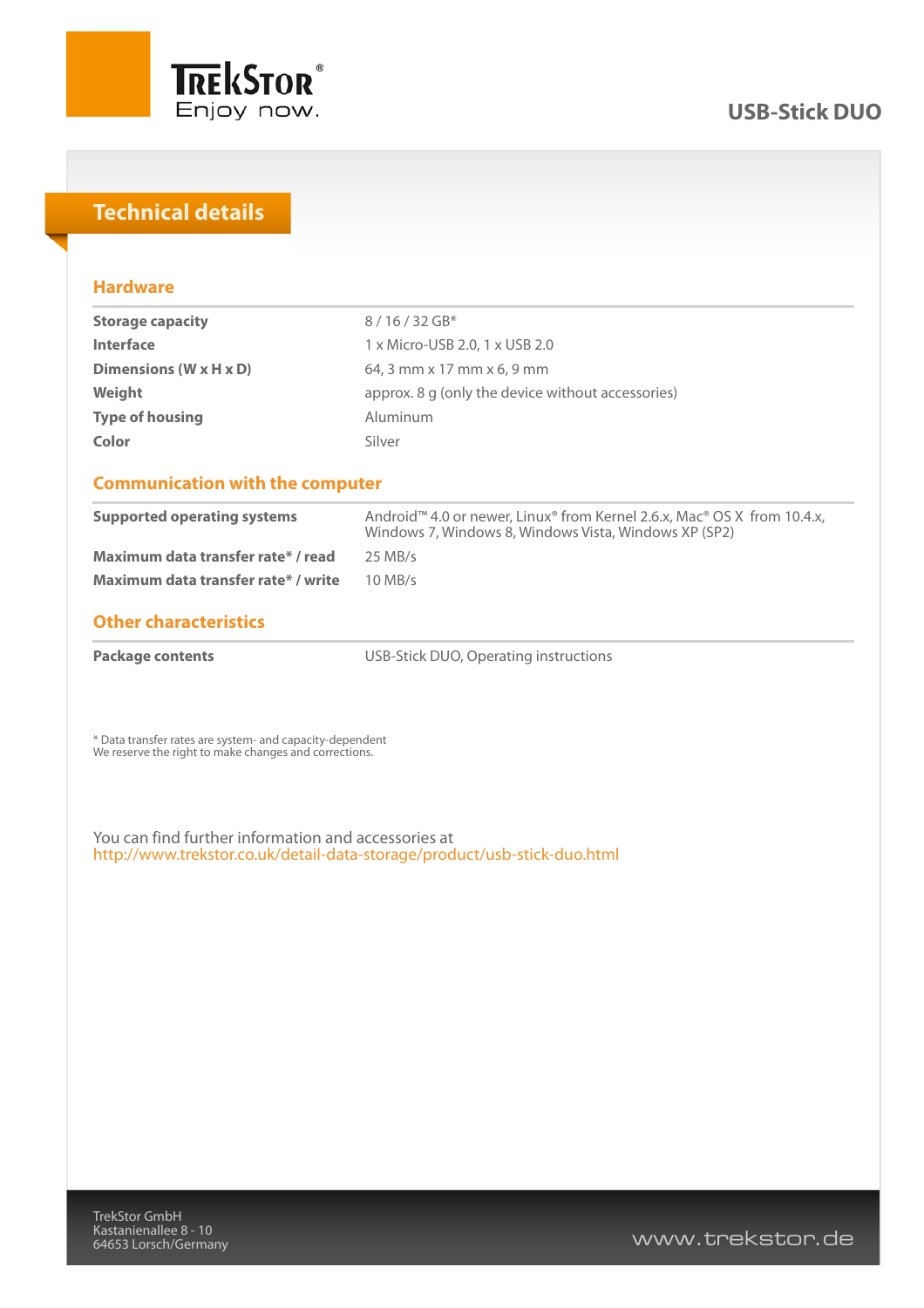# USB-Stick DUO

## Technical details

### Hardware

| | |
|---|---|
| **Storage capacity** | 8 / 16 / 32 GB* |
| **Interface** | 1 x Micro-USB 2.0, 1 x USB 2.0 |
| **Dimensions (W x H x D)** | 64, 3 mm x 17 mm x 6, 9 mm |
| **Weight** | approx. 8 g (only the device without accessories) |
| **Type of housing** | Aluminum |
| **Color** | Silver |

### Communication with the computer

| | |
|---|---|
| **Supported operating systems** | Android™ 4.0 or newer, Linux® from Kernel 2.6.x, Mac® OS X from 10.4.x, Windows 7, Windows 8, Windows Vista, Windows XP (SP2) |
| **Maximum data transfer rate* / read** | 25 MB/s |
| **Maximum data transfer rate* / write** | 10 MB/s |

### Other characteristics

| | |
|---|---|
| **Package contents** | USB-Stick DUO, Operating instructions |

* Data transfer rates are system- and capacity-dependent
We reserve the right to make changes and corrections.

You can find further information and accessories at
http://www.trekstor.co.uk/detail-data-storage/product/usb-stick-duo.html

TrekStor GmbH
Kastanienallee 8 - 10
64653 Lorsch/Germany

www.trekstor.de